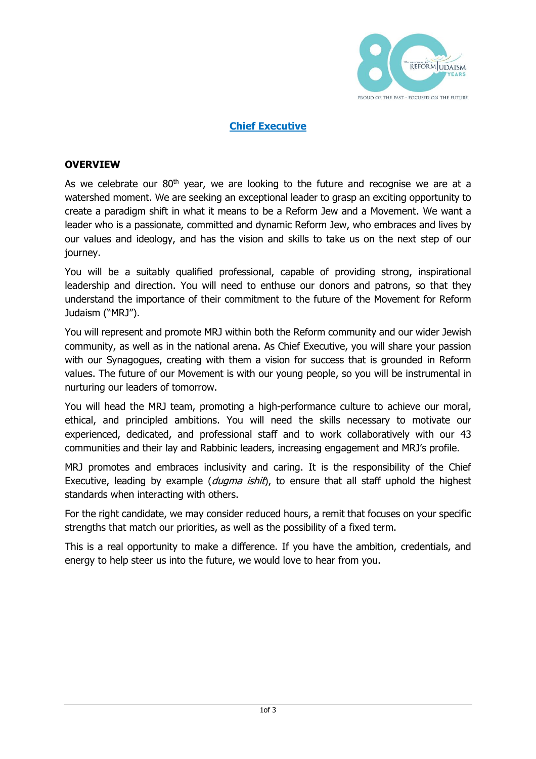# Chief Executive

## OVERVIEW

As we celebrate our 80th year, we are looking to the future and recognise we are at a watershed moment. We are seeking an exceptional leader to grasp an exciting opportunity to create a paradigm shift in what it means to be a Reform Jew and a Movement. We want a leader who is a passionate, committed and dynamic Reform Jew, who embraces and lives by our values and ideology, and has the vision and skills to take us on the next step of our journey.

You will be a suitably qualified professional, capable of providing strong, inspirational leadership and direction. You will need to enthuse our donors and patrons, so that they understand the importance of their commitment to the future of the Movement for Reform Judaism ("MRJ").

You will represent and promote MRJ within both the Reform community and our wider Jewish community, as well as in the national arena. As Chief Executive, you will share your passion with our Synagogues, creating with them a vision for success that is grounded in Reform values. The future of our Movement is with our young people, so you will be instrumental in nurturing our leaders of tomorrow.

You will head the MRJ team, promoting a high-performance culture to achieve our moral, ethical, and principled ambitions. You will need the skills necessary to motivate our experienced, dedicated, and professional staff and to work collaboratively with our 43 communities and their lay and Rabbinic leaders, increasing engagement and MRJ's profile.

MRJ promotes and embraces inclusivity and caring. It is the responsibility of the Chief Executive, leading by example (*dugma ishit*), to ensure that all staff uphold the highest standards when interacting with others.

For the right candidate, we may consider reduced hours, a remit that focuses on your specific strengths that match our priorities, as well as the possibility of a fixed term.

This is a real opportunity to make a difference. If you have the ambition, credentials, and energy to help steer us into the future, we would love to hear from you.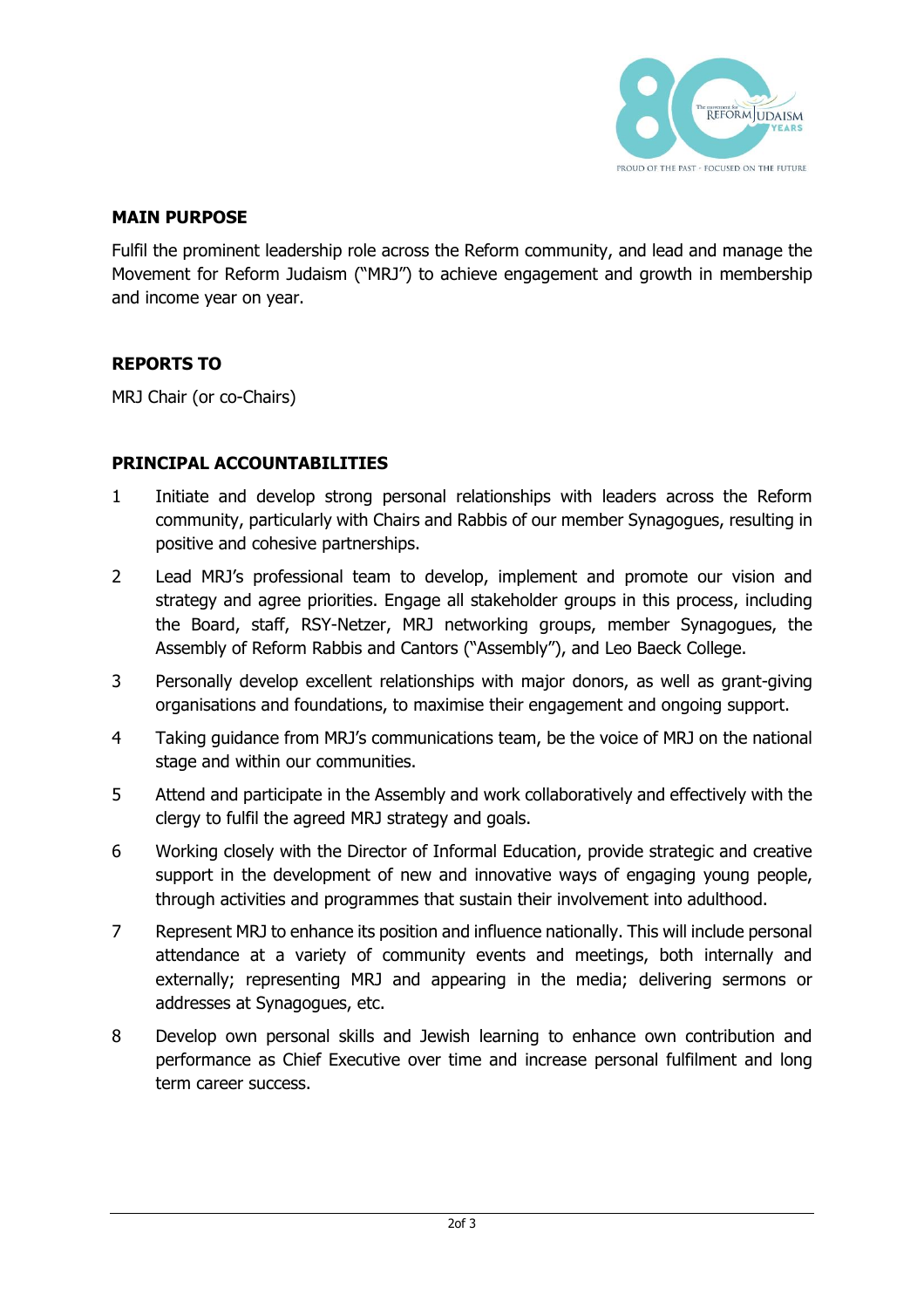## MAIN PURPOSE

Fulfil the prominent leadership role across the Reform community, and lead and manage the Movement for Reform Judaism ("MRJ") to achieve engagement and growth in membership and income year on year.

## REPORTS TO

MRJ Chair (or co-Chairs)

## PRINCIPAL ACCOUNTABILITIES

1. Initiate and develop strong personal relationships with leaders across the Reform community, particularly with Chairs and Rabbis of our member Synagogues, resulting in positive and cohesive partnerships.
2. Lead MRJ's professional team to develop, implement and promote our vision and strategy and agree priorities. Engage all stakeholder groups in this process, including the Board, staff, RSY-Netzer, MRJ networking groups, member Synagogues, the Assembly of Reform Rabbis and Cantors ("Assembly"), and Leo Baeck College.
3. Personally develop excellent relationships with major donors, as well as grant-giving organisations and foundations, to maximise their engagement and ongoing support.
4. Taking guidance from MRJ's communications team, be the voice of MRJ on the national stage and within our communities.
5. Attend and participate in the Assembly and work collaboratively and effectively with the clergy to fulfil the agreed MRJ strategy and goals.
6. Working closely with the Director of Informal Education, provide strategic and creative support in the development of new and innovative ways of engaging young people, through activities and programmes that sustain their involvement into adulthood.
7. Represent MRJ to enhance its position and influence nationally. This will include personal attendance at a variety of community events and meetings, both internally and externally; representing MRJ and appearing in the media; delivering sermons or addresses at Synagogues, etc.
8. Develop own personal skills and Jewish learning to enhance own contribution and performance as Chief Executive over time and increase personal fulfilment and long term career success.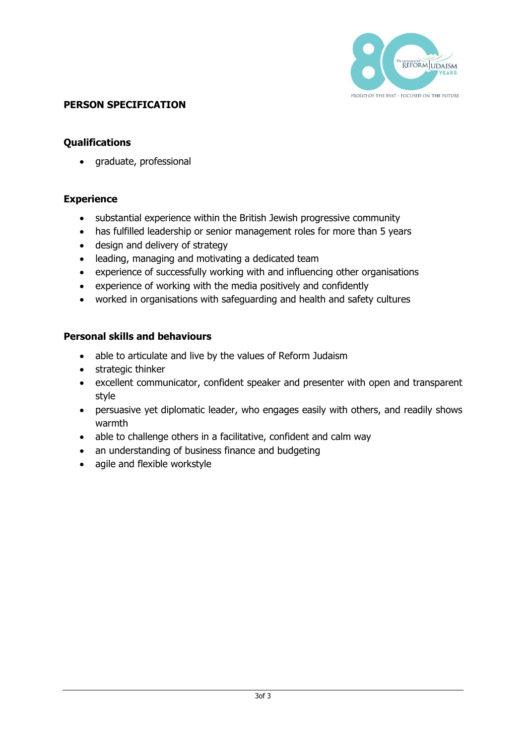## PERSON SPECIFICATION

### Qualifications

- graduate, professional

### Experience

- substantial experience within the British Jewish progressive community
- has fulfilled leadership or senior management roles for more than 5 years
- design and delivery of strategy
- leading, managing and motivating a dedicated team
- experience of successfully working with and influencing other organisations
- experience of working with the media positively and confidently
- worked in organisations with safeguarding and health and safety cultures

### Personal skills and behaviours

- able to articulate and live by the values of Reform Judaism
- strategic thinker
- excellent communicator, confident speaker and presenter with open and transparent style
- persuasive yet diplomatic leader, who engages easily with others, and readily shows warmth
- able to challenge others in a facilitative, confident and calm way
- an understanding of business finance and budgeting
- agile and flexible workstyle